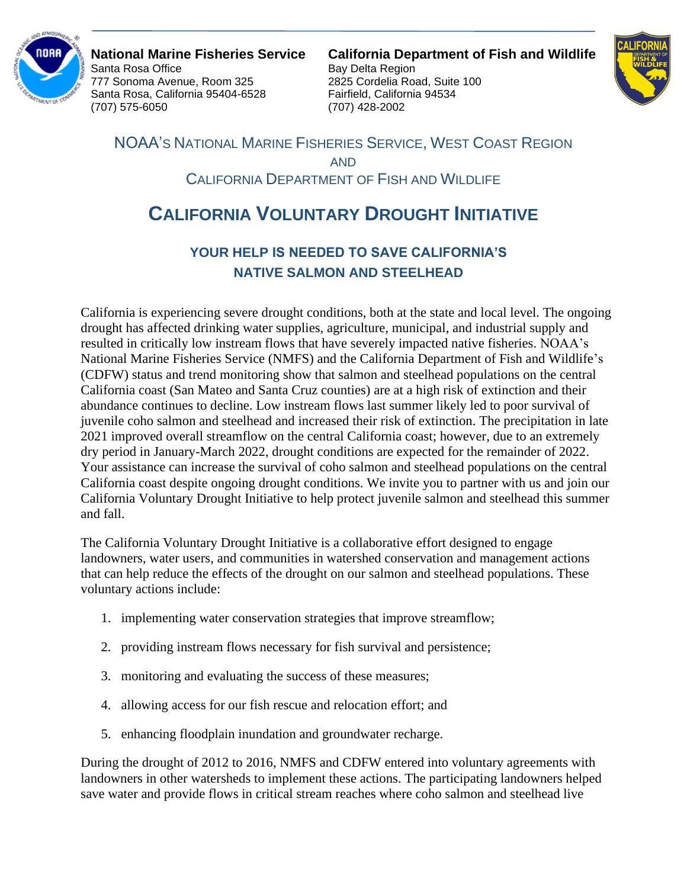**National Marine Fisheries Service**
Santa Rosa Office
777 Sonoma Avenue, Room 325
Santa Rosa, California 95404-6528
(707) 575-6050

**California Department of Fish and Wildlife**
Bay Delta Region
2825 Cordelia Road, Suite 100
Fairfield, California 94534
(707) 428-2002

NOAA's National Marine Fisheries Service, West Coast Region
and
California Department of Fish and Wildlife

# California Voluntary Drought Initiative

## YOUR HELP IS NEEDED TO SAVE CALIFORNIA'S NATIVE SALMON AND STEELHEAD

California is experiencing severe drought conditions, both at the state and local level. The ongoing drought has affected drinking water supplies, agriculture, municipal, and industrial supply and resulted in critically low instream flows that have severely impacted native fisheries. NOAA's National Marine Fisheries Service (NMFS) and the California Department of Fish and Wildlife's (CDFW) status and trend monitoring show that salmon and steelhead populations on the central California coast (San Mateo and Santa Cruz counties) are at a high risk of extinction and their abundance continues to decline. Low instream flows last summer likely led to poor survival of juvenile coho salmon and steelhead and increased their risk of extinction. The precipitation in late 2021 improved overall streamflow on the central California coast; however, due to an extremely dry period in January-March 2022, drought conditions are expected for the remainder of 2022. Your assistance can increase the survival of coho salmon and steelhead populations on the central California coast despite ongoing drought conditions. We invite you to partner with us and join our California Voluntary Drought Initiative to help protect juvenile salmon and steelhead this summer and fall.

The California Voluntary Drought Initiative is a collaborative effort designed to engage landowners, water users, and communities in watershed conservation and management actions that can help reduce the effects of the drought on our salmon and steelhead populations. These voluntary actions include:

1. implementing water conservation strategies that improve streamflow;
2. providing instream flows necessary for fish survival and persistence;
3. monitoring and evaluating the success of these measures;
4. allowing access for our fish rescue and relocation effort; and
5. enhancing floodplain inundation and groundwater recharge.

During the drought of 2012 to 2016, NMFS and CDFW entered into voluntary agreements with landowners in other watersheds to implement these actions. The participating landowners helped save water and provide flows in critical stream reaches where coho salmon and steelhead live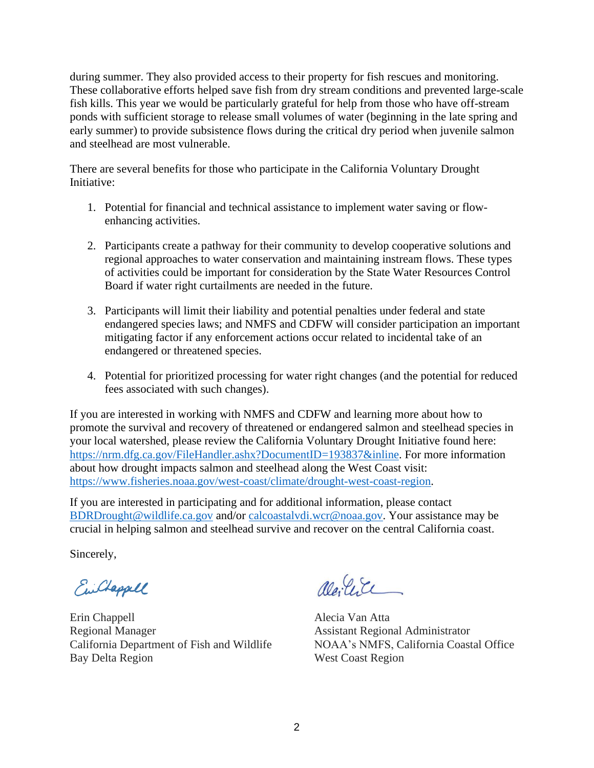during summer. They also provided access to their property for fish rescues and monitoring. These collaborative efforts helped save fish from dry stream conditions and prevented large-scale fish kills. This year we would be particularly grateful for help from those who have off-stream ponds with sufficient storage to release small volumes of water (beginning in the late spring and early summer) to provide subsistence flows during the critical dry period when juvenile salmon and steelhead are most vulnerable.

There are several benefits for those who participate in the California Voluntary Drought Initiative:

1. Potential for financial and technical assistance to implement water saving or flow-enhancing activities.

2. Participants create a pathway for their community to develop cooperative solutions and regional approaches to water conservation and maintaining instream flows. These types of activities could be important for consideration by the State Water Resources Control Board if water right curtailments are needed in the future.

3. Participants will limit their liability and potential penalties under federal and state endangered species laws; and NMFS and CDFW will consider participation an important mitigating factor if any enforcement actions occur related to incidental take of an endangered or threatened species.

4. Potential for prioritized processing for water right changes (and the potential for reduced fees associated with such changes).

If you are interested in working with NMFS and CDFW and learning more about how to promote the survival and recovery of threatened or endangered salmon and steelhead species in your local watershed, please review the California Voluntary Drought Initiative found here: https://nrm.dfg.ca.gov/FileHandler.ashx?DocumentID=193837&inline. For more information about how drought impacts salmon and steelhead along the West Coast visit: https://www.fisheries.noaa.gov/west-coast/climate/drought-west-coast-region.

If you are interested in participating and for additional information, please contact BDRDrought@wildlife.ca.gov and/or calcoastalvdi.wcr@noaa.gov. Your assistance may be crucial in helping salmon and steelhead survive and recover on the central California coast.

Sincerely,

Erin Chappell
Regional Manager
California Department of Fish and Wildlife
Bay Delta Region

Alecia Van Atta
Assistant Regional Administrator
NOAA's NMFS, California Coastal Office
West Coast Region